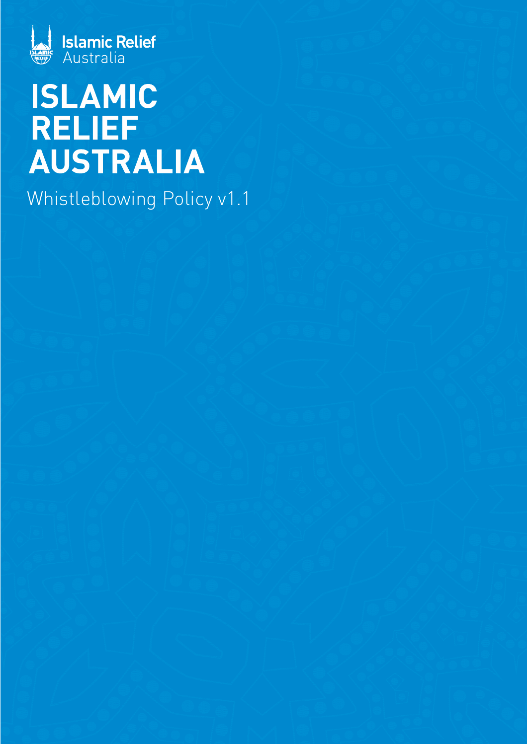Islamic Relief Australia

# ISLAMIC RELIEF AUSTRALIA

Whistleblowing Policy v1.1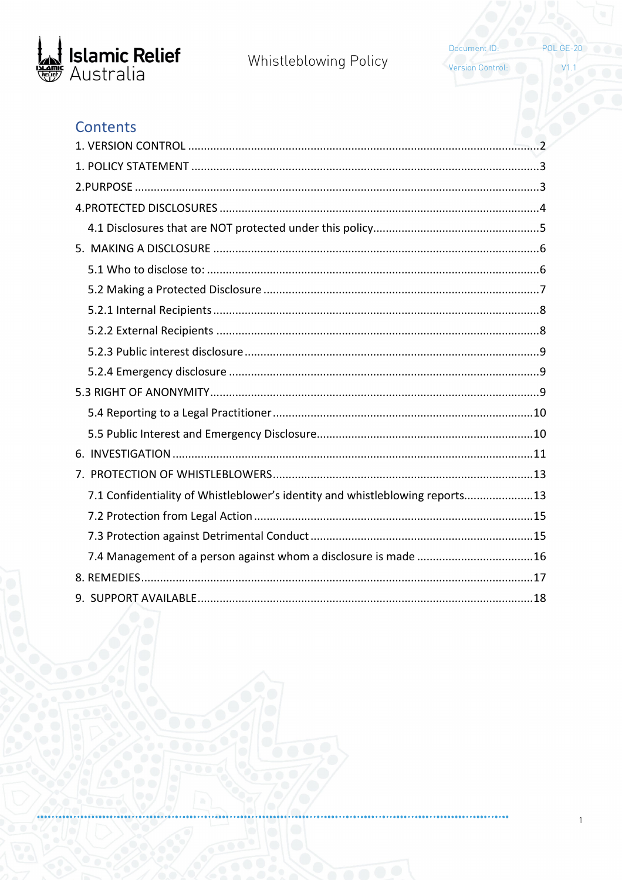## Contents

1. VERSION CONTROL ....................................................................................................2
1. POLICY STATEMENT ..................................................................................................3
2.PURPOSE .....................................................................................................................3
4.PROTECTED DISCLOSURES ..........................................................................................4
   4.1 Disclosures that are NOT protected under this policy.............................................5
5. MAKING A DISCLOSURE ............................................................................................6
   5.1 Who to disclose to: ...............................................................................................6
   5.2 Making a Protected Disclosure ...............................................................................7
   5.2.1 Internal Recipients .............................................................................................8
   5.2.2 External Recipients ............................................................................................8
   5.2.3 Public interest disclosure ....................................................................................9
   5.2.4 Emergency disclosure .........................................................................................9
5.3 RIGHT OF ANONYMITY...............................................................................................9
   5.4 Reporting to a Legal Practitioner ..........................................................................10
   5.5 Public Interest and Emergency Disclosure............................................................10
6. INVESTIGATION .......................................................................................................11
7. PROTECTION OF WHISTLEBLOWERS.........................................................................13
   7.1 Confidentiality of Whistleblower's identity and whistleblowing reports......................13
   7.2 Protection from Legal Action ...............................................................................15
   7.3 Protection against Detrimental Conduct ...............................................................15
   7.4 Management of a person against whom a disclosure is made ...............................16
8. REMEDIES.................................................................................................................17
9. SUPPORT AVAILABLE.................................................................................................18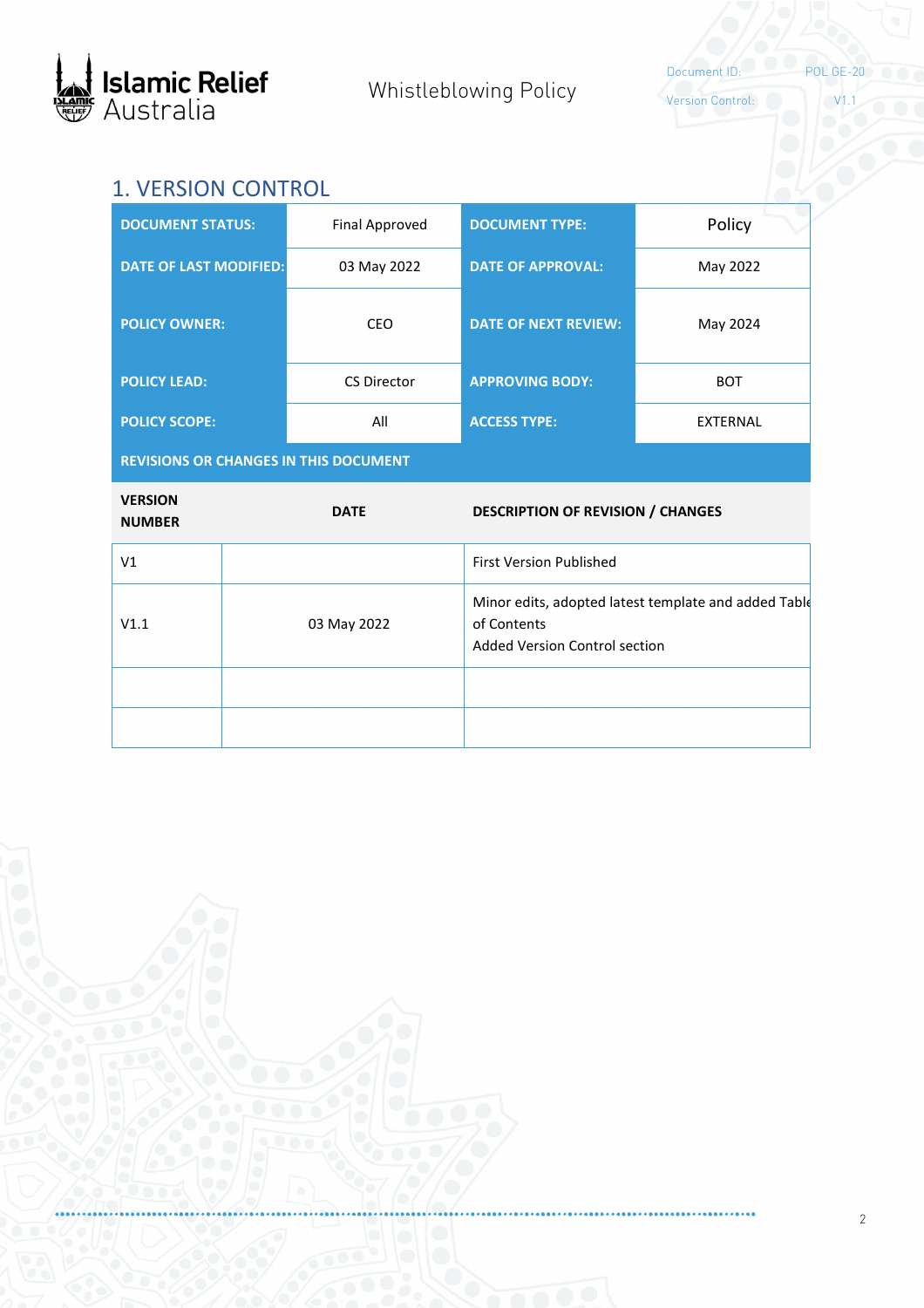## 1. VERSION CONTROL

| DOCUMENT STATUS: | Final Approved | DOCUMENT TYPE: | Policy |
|---|---|---|---|
| DATE OF LAST MODIFIED: | 03 May 2022 | DATE OF APPROVAL: | May 2022 |
| POLICY OWNER: | CEO | DATE OF NEXT REVIEW: | May 2024 |
| POLICY LEAD: | CS Director | APPROVING BODY: | BOT |
| POLICY SCOPE: | All | ACCESS TYPE: | EXTERNAL |

**REVISIONS OR CHANGES IN THIS DOCUMENT**

| VERSION NUMBER | DATE | DESCRIPTION OF REVISION / CHANGES |
|---|---|---|
| V1 | | First Version Published |
| V1.1 | 03 May 2022 | Minor edits, adopted latest template and added Table of Contents<br>Added Version Control section |
| | | |
| | | |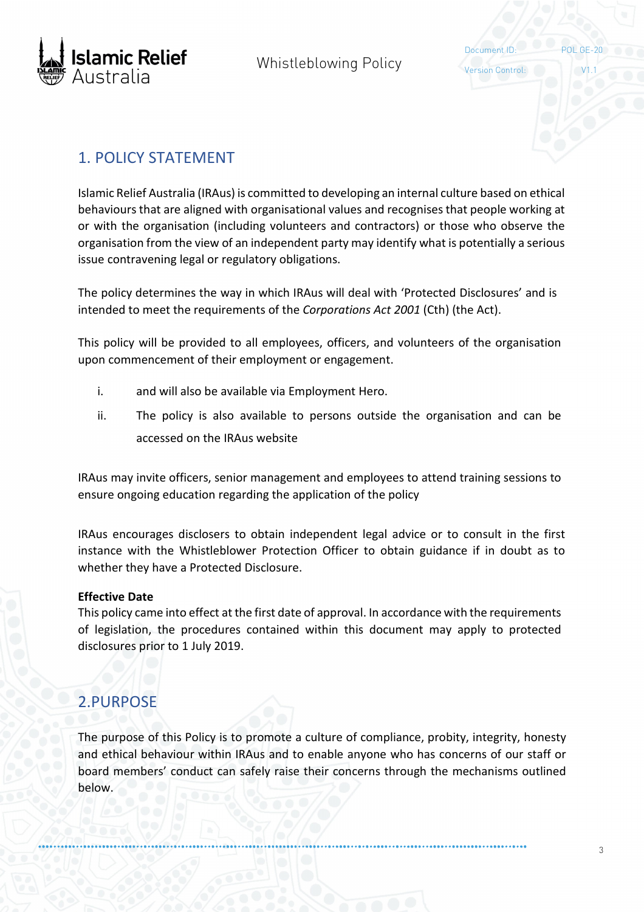## 1. POLICY STATEMENT

Islamic Relief Australia (IRAus) is committed to developing an internal culture based on ethical behaviours that are aligned with organisational values and recognises that people working at or with the organisation (including volunteers and contractors) or those who observe the organisation from the view of an independent party may identify what is potentially a serious issue contravening legal or regulatory obligations.

The policy determines the way in which IRAus will deal with 'Protected Disclosures' and is intended to meet the requirements of the *Corporations Act 2001* (Cth) (the Act).

This policy will be provided to all employees, officers, and volunteers of the organisation upon commencement of their employment or engagement.

i. and will also be available via Employment Hero.

ii. The policy is also available to persons outside the organisation and can be accessed on the IRAus website

IRAus may invite officers, senior management and employees to attend training sessions to ensure ongoing education regarding the application of the policy

IRAus encourages disclosers to obtain independent legal advice or to consult in the first instance with the Whistleblower Protection Officer to obtain guidance if in doubt as to whether they have a Protected Disclosure.

**Effective Date**
This policy came into effect at the first date of approval. In accordance with the requirements of legislation, the procedures contained within this document may apply to protected disclosures prior to 1 July 2019.

## 2.PURPOSE

The purpose of this Policy is to promote a culture of compliance, probity, integrity, honesty and ethical behaviour within IRAus and to enable anyone who has concerns of our staff or board members' conduct can safely raise their concerns through the mechanisms outlined below.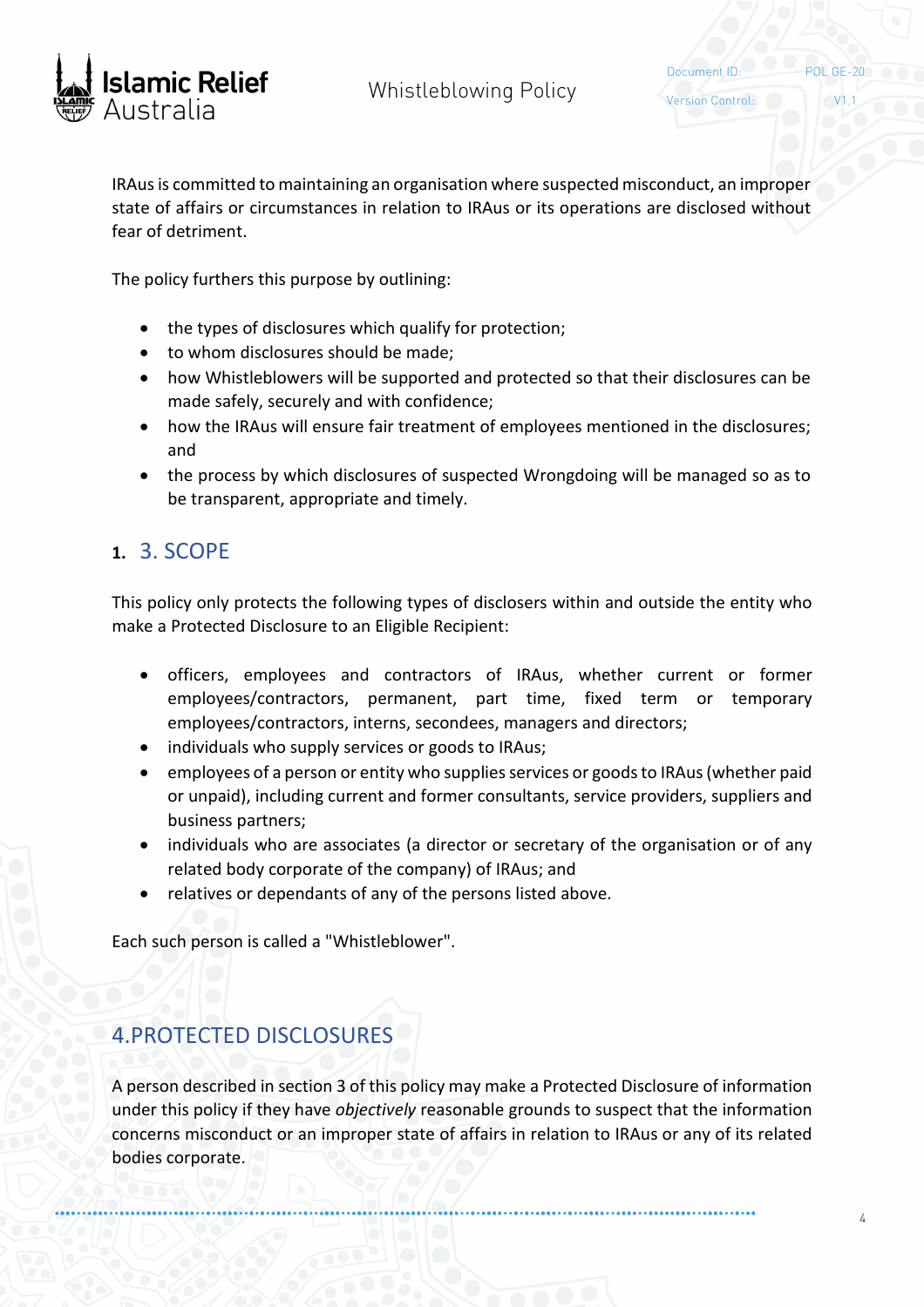IRAus is committed to maintaining an organisation where suspected misconduct, an improper state of affairs or circumstances in relation to IRAus or its operations are disclosed without fear of detriment.

The policy furthers this purpose by outlining:

- the types of disclosures which qualify for protection;
- to whom disclosures should be made;
- how Whistleblowers will be supported and protected so that their disclosures can be made safely, securely and with confidence;
- how the IRAus will ensure fair treatment of employees mentioned in the disclosures; and
- the process by which disclosures of suspected Wrongdoing will be managed so as to be transparent, appropriate and timely.

## 1. 3. SCOPE

This policy only protects the following types of disclosers within and outside the entity who make a Protected Disclosure to an Eligible Recipient:

- officers, employees and contractors of IRAus, whether current or former employees/contractors, permanent, part time, fixed term or temporary employees/contractors, interns, secondees, managers and directors;
- individuals who supply services or goods to IRAus;
- employees of a person or entity who supplies services or goods to IRAus (whether paid or unpaid), including current and former consultants, service providers, suppliers and business partners;
- individuals who are associates (a director or secretary of the organisation or of any related body corporate of the company) of IRAus; and
- relatives or dependants of any of the persons listed above.

Each such person is called a "Whistleblower".

## 4.PROTECTED DISCLOSURES

A person described in section 3 of this policy may make a Protected Disclosure of information under this policy if they have *objectively* reasonable grounds to suspect that the information concerns misconduct or an improper state of affairs in relation to IRAus or any of its related bodies corporate.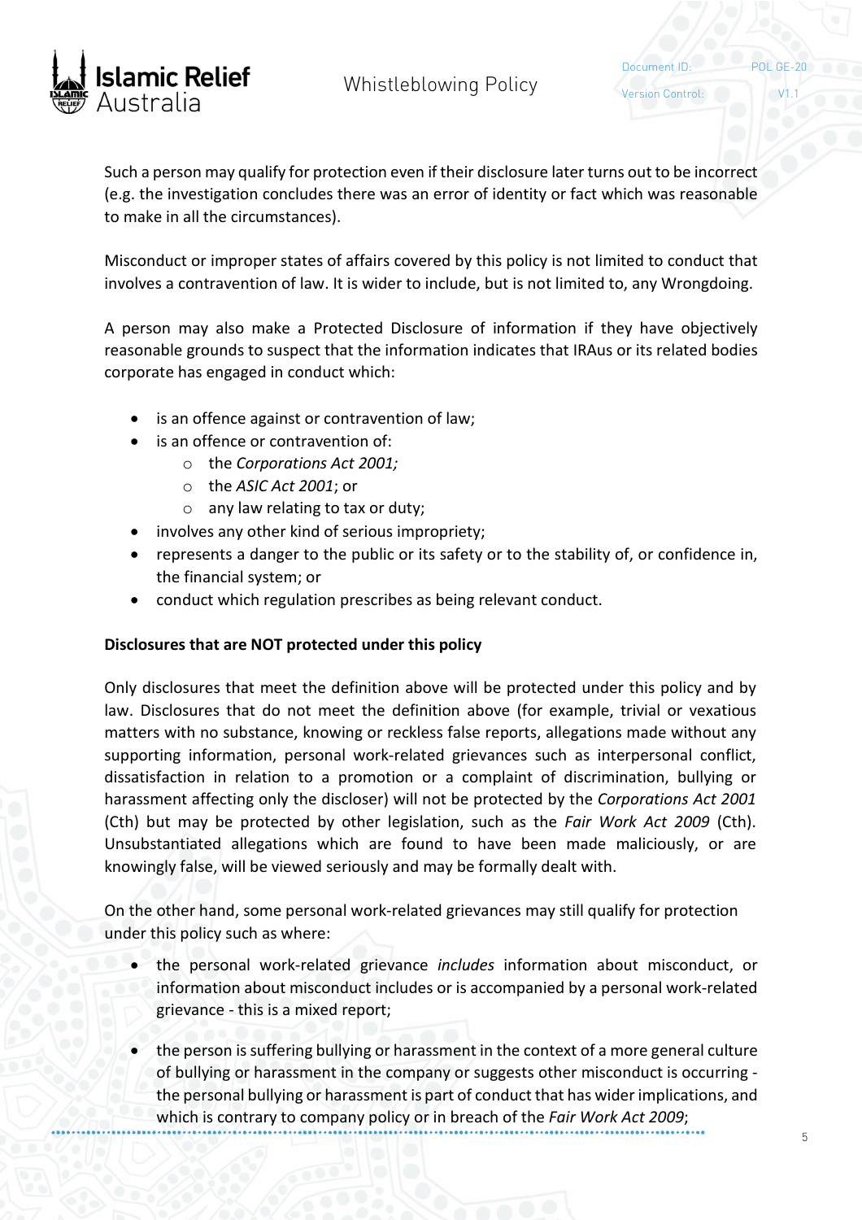Such a person may qualify for protection even if their disclosure later turns out to be incorrect (e.g. the investigation concludes there was an error of identity or fact which was reasonable to make in all the circumstances).

Misconduct or improper states of affairs covered by this policy is not limited to conduct that involves a contravention of law. It is wider to include, but is not limited to, any Wrongdoing.

A person may also make a Protected Disclosure of information if they have objectively reasonable grounds to suspect that the information indicates that IRAus or its related bodies corporate has engaged in conduct which:

- is an offence against or contravention of law;
- is an offence or contravention of:
  - the *Corporations Act 2001;*
  - the *ASIC Act 2001*; or
  - any law relating to tax or duty;
- involves any other kind of serious impropriety;
- represents a danger to the public or its safety or to the stability of, or confidence in, the financial system; or
- conduct which regulation prescribes as being relevant conduct.

**Disclosures that are NOT protected under this policy**

Only disclosures that meet the definition above will be protected under this policy and by law. Disclosures that do not meet the definition above (for example, trivial or vexatious matters with no substance, knowing or reckless false reports, allegations made without any supporting information, personal work-related grievances such as interpersonal conflict, dissatisfaction in relation to a promotion or a complaint of discrimination, bullying or harassment affecting only the discloser) will not be protected by the *Corporations Act 2001* (Cth) but may be protected by other legislation, such as the *Fair Work Act 2009* (Cth). Unsubstantiated allegations which are found to have been made maliciously, or are knowingly false, will be viewed seriously and may be formally dealt with.

On the other hand, some personal work-related grievances may still qualify for protection under this policy such as where:

- the personal work-related grievance *includes* information about misconduct, or information about misconduct includes or is accompanied by a personal work-related grievance - this is a mixed report;

- the person is suffering bullying or harassment in the context of a more general culture of bullying or harassment in the company or suggests other misconduct is occurring - the personal bullying or harassment is part of conduct that has wider implications, and which is contrary to company policy or in breach of the *Fair Work Act 2009*;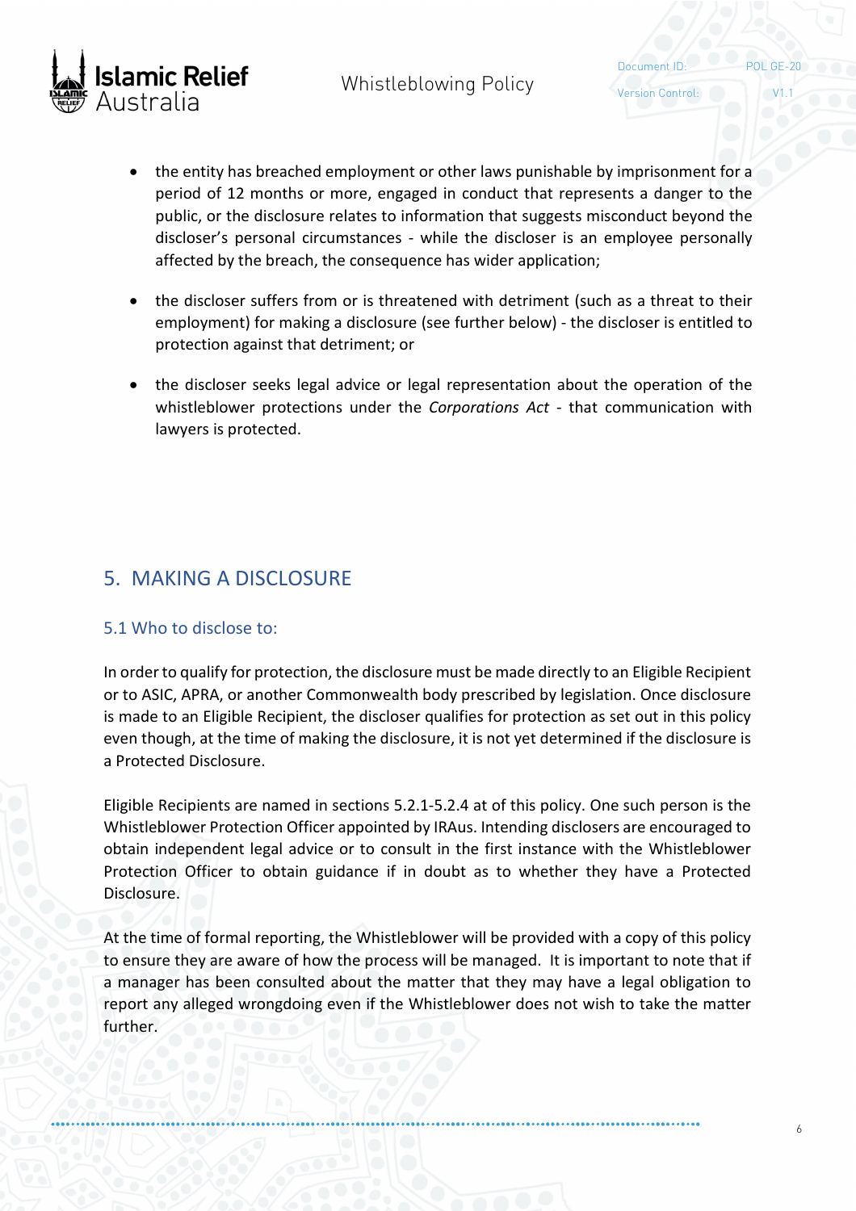- the entity has breached employment or other laws punishable by imprisonment for a period of 12 months or more, engaged in conduct that represents a danger to the public, or the disclosure relates to information that suggests misconduct beyond the discloser's personal circumstances - while the discloser is an employee personally affected by the breach, the consequence has wider application;

- the discloser suffers from or is threatened with detriment (such as a threat to their employment) for making a disclosure (see further below) - the discloser is entitled to protection against that detriment; or

- the discloser seeks legal advice or legal representation about the operation of the whistleblower protections under the *Corporations Act* - that communication with lawyers is protected.

## 5. MAKING A DISCLOSURE

### 5.1 Who to disclose to:

In order to qualify for protection, the disclosure must be made directly to an Eligible Recipient or to ASIC, APRA, or another Commonwealth body prescribed by legislation. Once disclosure is made to an Eligible Recipient, the discloser qualifies for protection as set out in this policy even though, at the time of making the disclosure, it is not yet determined if the disclosure is a Protected Disclosure.

Eligible Recipients are named in sections 5.2.1-5.2.4 at of this policy. One such person is the Whistleblower Protection Officer appointed by IRAus. Intending disclosers are encouraged to obtain independent legal advice or to consult in the first instance with the Whistleblower Protection Officer to obtain guidance if in doubt as to whether they have a Protected Disclosure.

At the time of formal reporting, the Whistleblower will be provided with a copy of this policy to ensure they are aware of how the process will be managed. It is important to note that if a manager has been consulted about the matter that they may have a legal obligation to report any alleged wrongdoing even if the Whistleblower does not wish to take the matter further.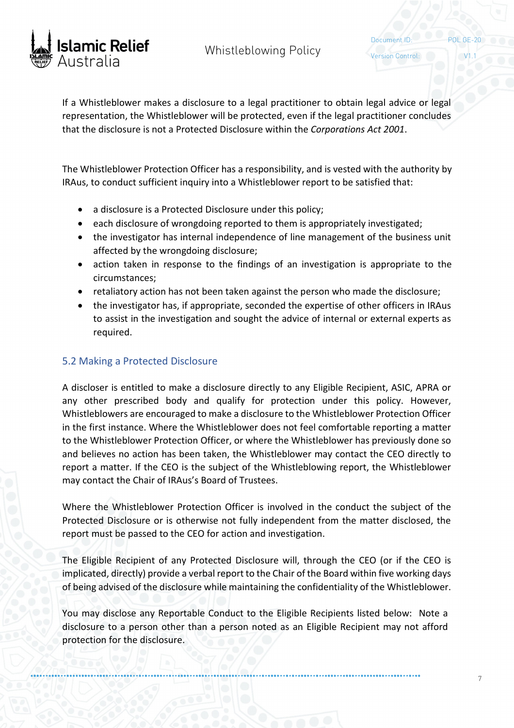If a Whistleblower makes a disclosure to a legal practitioner to obtain legal advice or legal representation, the Whistleblower will be protected, even if the legal practitioner concludes that the disclosure is not a Protected Disclosure within the *Corporations Act 2001*.

The Whistleblower Protection Officer has a responsibility, and is vested with the authority by IRAus, to conduct sufficient inquiry into a Whistleblower report to be satisfied that:

- a disclosure is a Protected Disclosure under this policy;
- each disclosure of wrongdoing reported to them is appropriately investigated;
- the investigator has internal independence of line management of the business unit affected by the wrongdoing disclosure;
- action taken in response to the findings of an investigation is appropriate to the circumstances;
- retaliatory action has not been taken against the person who made the disclosure;
- the investigator has, if appropriate, seconded the expertise of other officers in IRAus to assist in the investigation and sought the advice of internal or external experts as required.

## 5.2 Making a Protected Disclosure

A discloser is entitled to make a disclosure directly to any Eligible Recipient, ASIC, APRA or any other prescribed body and qualify for protection under this policy. However, Whistleblowers are encouraged to make a disclosure to the Whistleblower Protection Officer in the first instance. Where the Whistleblower does not feel comfortable reporting a matter to the Whistleblower Protection Officer, or where the Whistleblower has previously done so and believes no action has been taken, the Whistleblower may contact the CEO directly to report a matter. If the CEO is the subject of the Whistleblowing report, the Whistleblower may contact the Chair of IRAus's Board of Trustees.

Where the Whistleblower Protection Officer is involved in the conduct the subject of the Protected Disclosure or is otherwise not fully independent from the matter disclosed, the report must be passed to the CEO for action and investigation.

The Eligible Recipient of any Protected Disclosure will, through the CEO (or if the CEO is implicated, directly) provide a verbal report to the Chair of the Board within five working days of being advised of the disclosure while maintaining the confidentiality of the Whistleblower.

You may disclose any Reportable Conduct to the Eligible Recipients listed below: Note a disclosure to a person other than a person noted as an Eligible Recipient may not afford protection for the disclosure.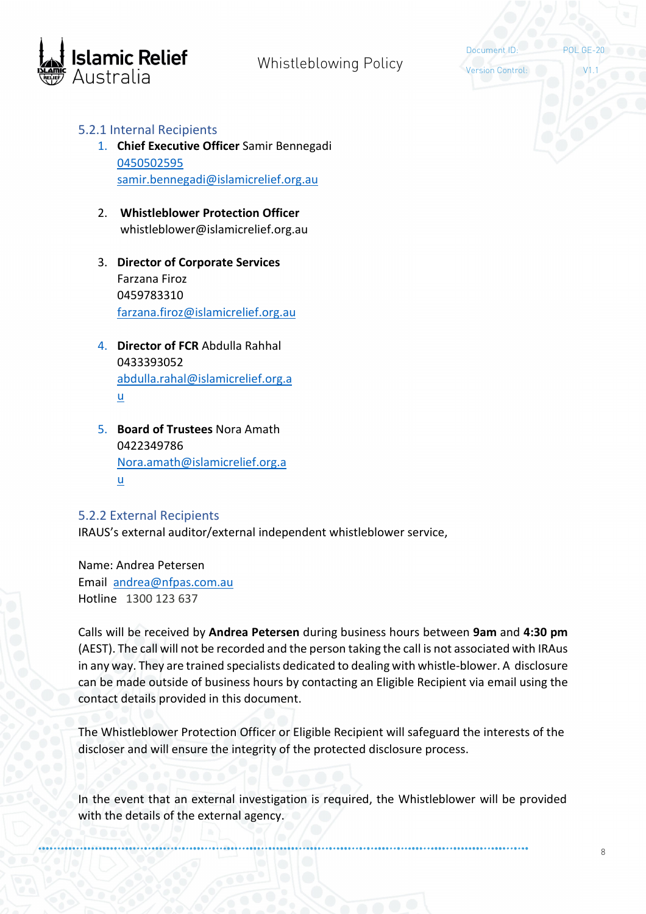### 5.2.1 Internal Recipients

1. **Chief Executive Officer** Samir Bennegadi
   0450502595
   samir.bennegadi@islamicrelief.org.au

2. **Whistleblower Protection Officer**
   whistleblower@islamicrelief.org.au

3. **Director of Corporate Services**
   Farzana Firoz
   0459783310
   farzana.firoz@islamicrelief.org.au

4. **Director of FCR** Abdulla Rahhal
   0433393052
   abdulla.rahal@islamicrelief.org.au

5. **Board of Trustees** Nora Amath
   0422349786
   Nora.amath@islamicrelief.org.au

### 5.2.2 External Recipients

IRAUS's external auditor/external independent whistleblower service,

Name: Andrea Petersen
Email andrea@nfpas.com.au
Hotline 1300 123 637

Calls will be received by **Andrea Petersen** during business hours between **9am** and **4:30 pm** (AEST). The call will not be recorded and the person taking the call is not associated with IRAus in any way. They are trained specialists dedicated to dealing with whistle-blower. A disclosure can be made outside of business hours by contacting an Eligible Recipient via email using the contact details provided in this document.

The Whistleblower Protection Officer or Eligible Recipient will safeguard the interests of the discloser and will ensure the integrity of the protected disclosure process.

In the event that an external investigation is required, the Whistleblower will be provided with the details of the external agency.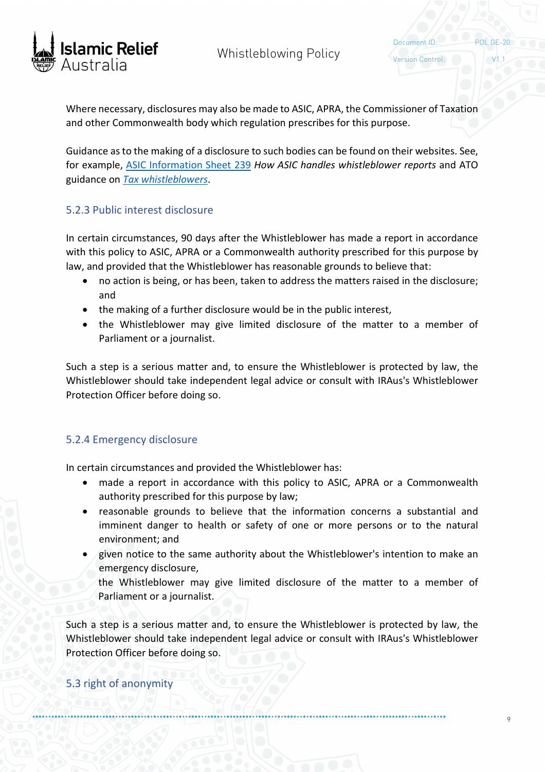Where necessary, disclosures may also be made to ASIC, APRA, the Commissioner of Taxation and other Commonwealth body which regulation prescribes for this purpose.

Guidance as to the making of a disclosure to such bodies can be found on their websites. See, for example, [ASIC Information Sheet 239] *How ASIC handles whistleblower reports* and ATO guidance on *[Tax whistleblowers]*.

### 5.2.3 Public interest disclosure

In certain circumstances, 90 days after the Whistleblower has made a report in accordance with this policy to ASIC, APRA or a Commonwealth authority prescribed for this purpose by law, and provided that the Whistleblower has reasonable grounds to believe that:

- no action is being, or has been, taken to address the matters raised in the disclosure; and
- the making of a further disclosure would be in the public interest,
- the Whistleblower may give limited disclosure of the matter to a member of Parliament or a journalist.

Such a step is a serious matter and, to ensure the Whistleblower is protected by law, the Whistleblower should take independent legal advice or consult with IRAus's Whistleblower Protection Officer before doing so.

### 5.2.4 Emergency disclosure

In certain circumstances and provided the Whistleblower has:

- made a report in accordance with this policy to ASIC, APRA or a Commonwealth authority prescribed for this purpose by law;
- reasonable grounds to believe that the information concerns a substantial and imminent danger to health or safety of one or more persons or to the natural environment; and
- given notice to the same authority about the Whistleblower's intention to make an emergency disclosure,

  the Whistleblower may give limited disclosure of the matter to a member of Parliament or a journalist.

Such a step is a serious matter and, to ensure the Whistleblower is protected by law, the Whistleblower should take independent legal advice or consult with IRAus's Whistleblower Protection Officer before doing so.

## 5.3 right of anonymity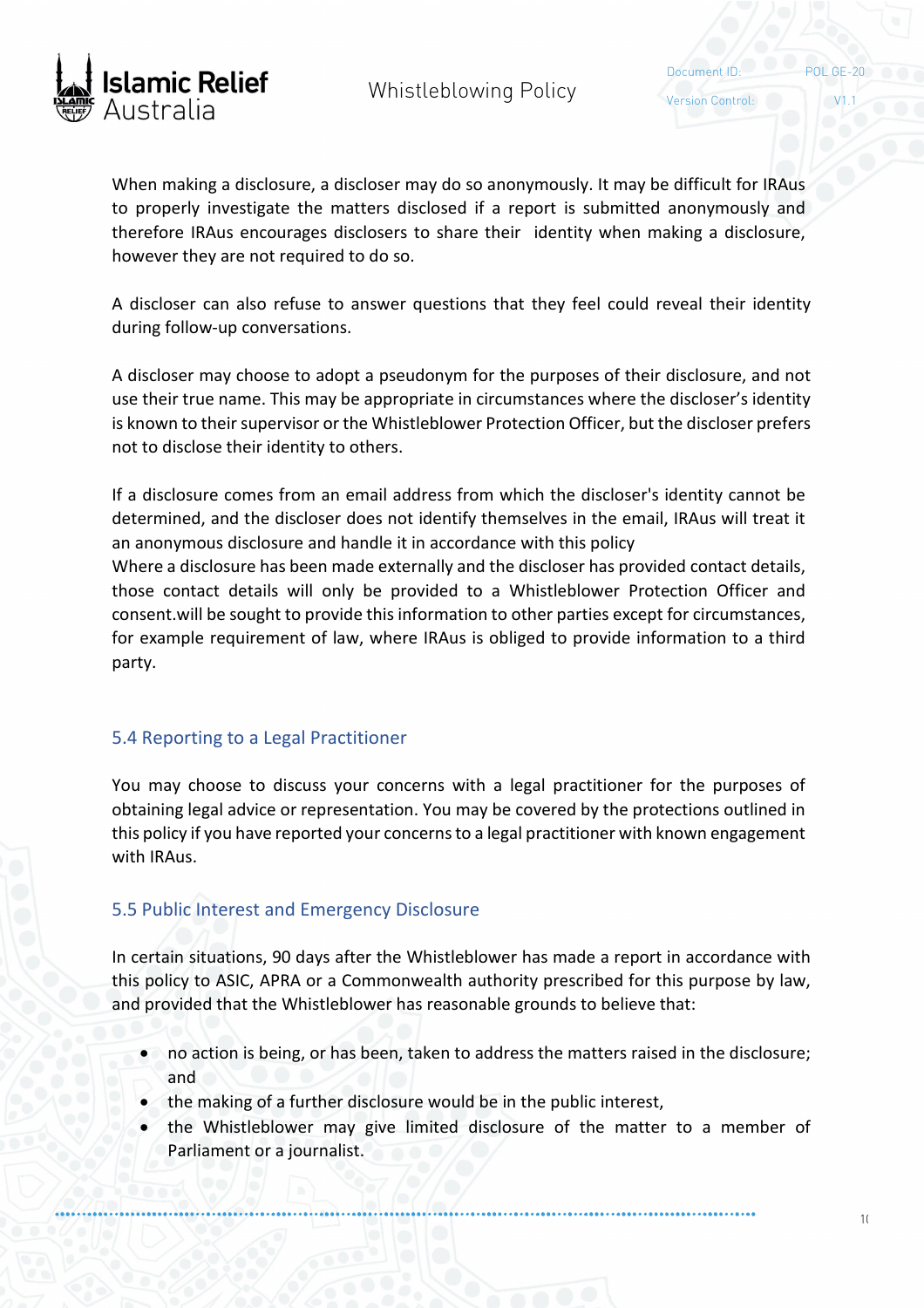When making a disclosure, a discloser may do so anonymously. It may be difficult for IRAus to properly investigate the matters disclosed if a report is submitted anonymously and therefore IRAus encourages disclosers to share their identity when making a disclosure, however they are not required to do so.

A discloser can also refuse to answer questions that they feel could reveal their identity during follow-up conversations.

A discloser may choose to adopt a pseudonym for the purposes of their disclosure, and not use their true name. This may be appropriate in circumstances where the discloser's identity is known to their supervisor or the Whistleblower Protection Officer, but the discloser prefers not to disclose their identity to others.

If a disclosure comes from an email address from which the discloser's identity cannot be determined, and the discloser does not identify themselves in the email, IRAus will treat it an anonymous disclosure and handle it in accordance with this policy
Where a disclosure has been made externally and the discloser has provided contact details, those contact details will only be provided to a Whistleblower Protection Officer and consent.will be sought to provide this information to other parties except for circumstances, for example requirement of law, where IRAus is obliged to provide information to a third party.

## 5.4 Reporting to a Legal Practitioner

You may choose to discuss your concerns with a legal practitioner for the purposes of obtaining legal advice or representation. You may be covered by the protections outlined in this policy if you have reported your concerns to a legal practitioner with known engagement with IRAus.

## 5.5 Public Interest and Emergency Disclosure

In certain situations, 90 days after the Whistleblower has made a report in accordance with this policy to ASIC, APRA or a Commonwealth authority prescribed for this purpose by law, and provided that the Whistleblower has reasonable grounds to believe that:

- no action is being, or has been, taken to address the matters raised in the disclosure; and
- the making of a further disclosure would be in the public interest,
- the Whistleblower may give limited disclosure of the matter to a member of Parliament or a journalist.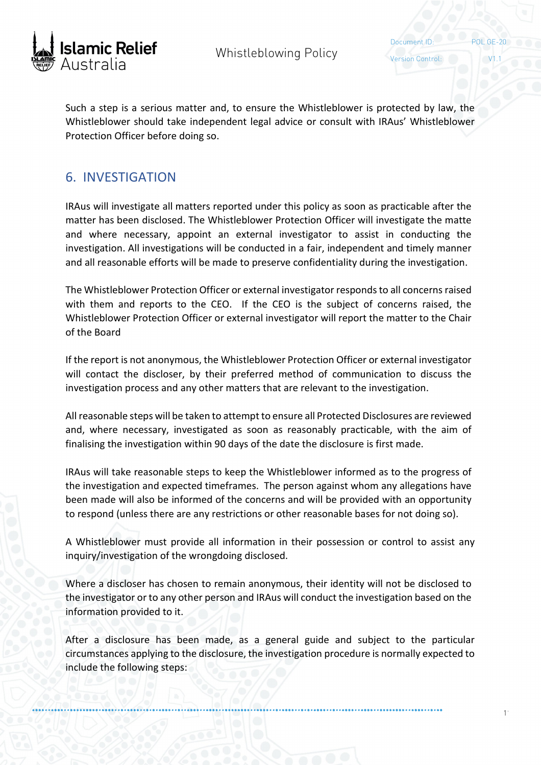Such a step is a serious matter and, to ensure the Whistleblower is protected by law, the Whistleblower should take independent legal advice or consult with IRAus' Whistleblower Protection Officer before doing so.

## 6. INVESTIGATION

IRAus will investigate all matters reported under this policy as soon as practicable after the matter has been disclosed. The Whistleblower Protection Officer will investigate the matte and where necessary, appoint an external investigator to assist in conducting the investigation. All investigations will be conducted in a fair, independent and timely manner and all reasonable efforts will be made to preserve confidentiality during the investigation.

The Whistleblower Protection Officer or external investigator responds to all concerns raised with them and reports to the CEO. If the CEO is the subject of concerns raised, the Whistleblower Protection Officer or external investigator will report the matter to the Chair of the Board

If the report is not anonymous, the Whistleblower Protection Officer or external investigator will contact the discloser, by their preferred method of communication to discuss the investigation process and any other matters that are relevant to the investigation.

All reasonable steps will be taken to attempt to ensure all Protected Disclosures are reviewed and, where necessary, investigated as soon as reasonably practicable, with the aim of finalising the investigation within 90 days of the date the disclosure is first made.

IRAus will take reasonable steps to keep the Whistleblower informed as to the progress of the investigation and expected timeframes. The person against whom any allegations have been made will also be informed of the concerns and will be provided with an opportunity to respond (unless there are any restrictions or other reasonable bases for not doing so).

A Whistleblower must provide all information in their possession or control to assist any inquiry/investigation of the wrongdoing disclosed.

Where a discloser has chosen to remain anonymous, their identity will not be disclosed to the investigator or to any other person and IRAus will conduct the investigation based on the information provided to it.

After a disclosure has been made, as a general guide and subject to the particular circumstances applying to the disclosure, the investigation procedure is normally expected to include the following steps: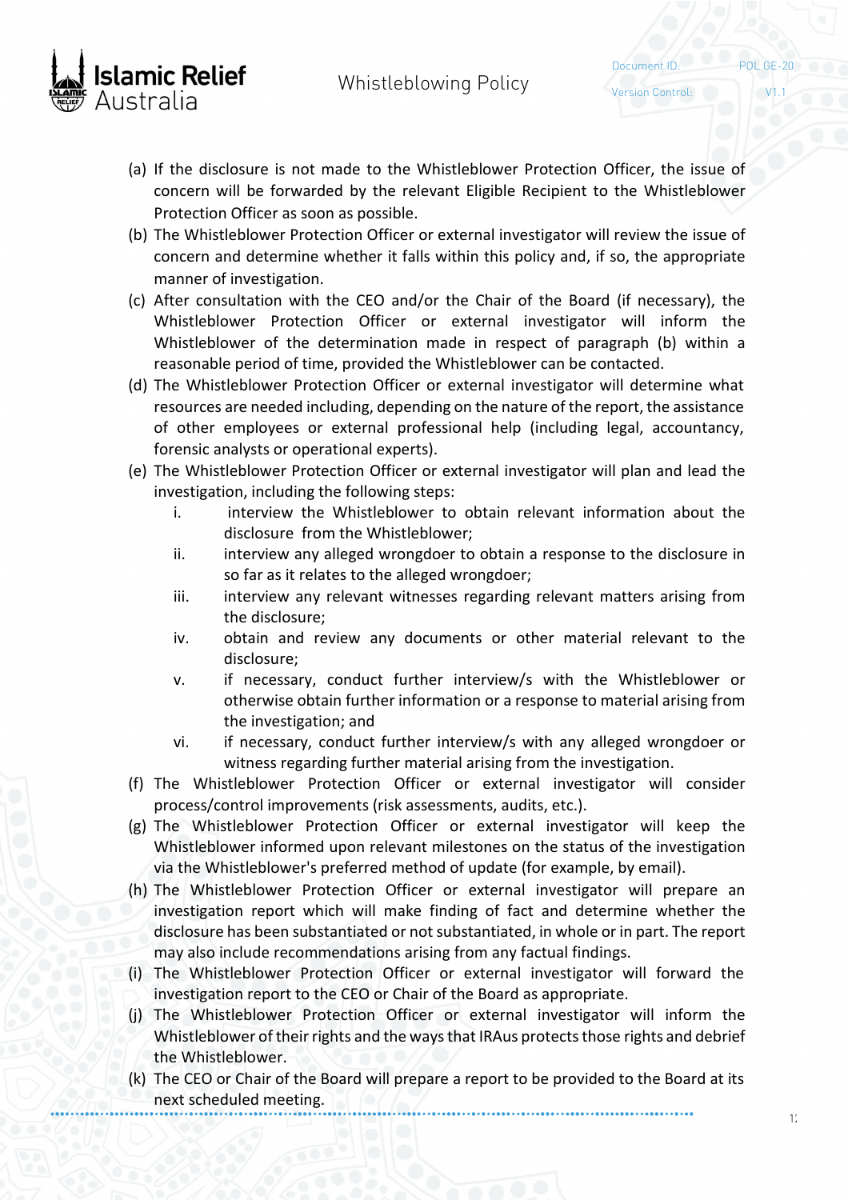(a) If the disclosure is not made to the Whistleblower Protection Officer, the issue of concern will be forwarded by the relevant Eligible Recipient to the Whistleblower Protection Officer as soon as possible.

(b) The Whistleblower Protection Officer or external investigator will review the issue of concern and determine whether it falls within this policy and, if so, the appropriate manner of investigation.

(c) After consultation with the CEO and/or the Chair of the Board (if necessary), the Whistleblower Protection Officer or external investigator will inform the Whistleblower of the determination made in respect of paragraph (b) within a reasonable period of time, provided the Whistleblower can be contacted.

(d) The Whistleblower Protection Officer or external investigator will determine what resources are needed including, depending on the nature of the report, the assistance of other employees or external professional help (including legal, accountancy, forensic analysts or operational experts).

(e) The Whistleblower Protection Officer or external investigator will plan and lead the investigation, including the following steps:

   i. interview the Whistleblower to obtain relevant information about the disclosure from the Whistleblower;
   ii. interview any alleged wrongdoer to obtain a response to the disclosure in so far as it relates to the alleged wrongdoer;
   iii. interview any relevant witnesses regarding relevant matters arising from the disclosure;
   iv. obtain and review any documents or other material relevant to the disclosure;
   v. if necessary, conduct further interview/s with the Whistleblower or otherwise obtain further information or a response to material arising from the investigation; and
   vi. if necessary, conduct further interview/s with any alleged wrongdoer or witness regarding further material arising from the investigation.

(f) The Whistleblower Protection Officer or external investigator will consider process/control improvements (risk assessments, audits, etc.).

(g) The Whistleblower Protection Officer or external investigator will keep the Whistleblower informed upon relevant milestones on the status of the investigation via the Whistleblower's preferred method of update (for example, by email).

(h) The Whistleblower Protection Officer or external investigator will prepare an investigation report which will make finding of fact and determine whether the disclosure has been substantiated or not substantiated, in whole or in part. The report may also include recommendations arising from any factual findings.

(i) The Whistleblower Protection Officer or external investigator will forward the investigation report to the CEO or Chair of the Board as appropriate.

(j) The Whistleblower Protection Officer or external investigator will inform the Whistleblower of their rights and the ways that IRAus protects those rights and debrief the Whistleblower.

(k) The CEO or Chair of the Board will prepare a report to be provided to the Board at its next scheduled meeting.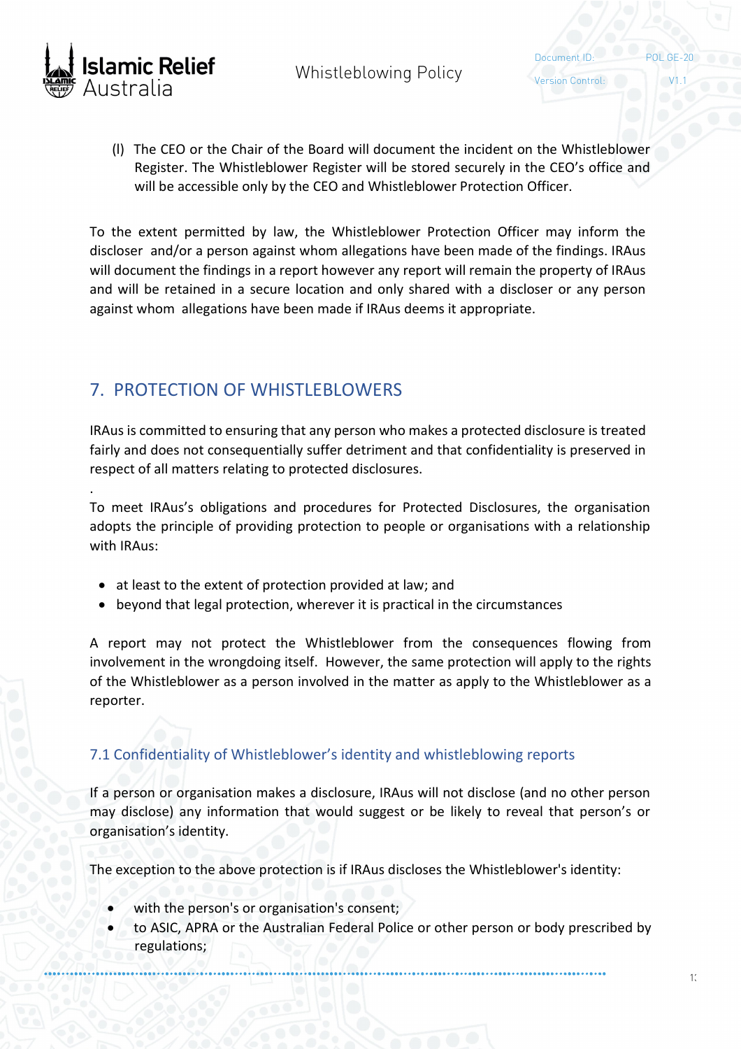(l) The CEO or the Chair of the Board will document the incident on the Whistleblower Register. The Whistleblower Register will be stored securely in the CEO's office and will be accessible only by the CEO and Whistleblower Protection Officer.

To the extent permitted by law, the Whistleblower Protection Officer may inform the discloser and/or a person against whom allegations have been made of the findings. IRAus will document the findings in a report however any report will remain the property of IRAus and will be retained in a secure location and only shared with a discloser or any person against whom allegations have been made if IRAus deems it appropriate.

## 7. PROTECTION OF WHISTLEBLOWERS

IRAus is committed to ensuring that any person who makes a protected disclosure is treated fairly and does not consequentially suffer detriment and that confidentiality is preserved in respect of all matters relating to protected disclosures.

.

To meet IRAus's obligations and procedures for Protected Disclosures, the organisation adopts the principle of providing protection to people or organisations with a relationship with IRAus:

- at least to the extent of protection provided at law; and
- beyond that legal protection, wherever it is practical in the circumstances

A report may not protect the Whistleblower from the consequences flowing from involvement in the wrongdoing itself. However, the same protection will apply to the rights of the Whistleblower as a person involved in the matter as apply to the Whistleblower as a reporter.

### 7.1 Confidentiality of Whistleblower's identity and whistleblowing reports

If a person or organisation makes a disclosure, IRAus will not disclose (and no other person may disclose) any information that would suggest or be likely to reveal that person's or organisation's identity.

The exception to the above protection is if IRAus discloses the Whistleblower's identity:

- with the person's or organisation's consent;
- to ASIC, APRA or the Australian Federal Police or other person or body prescribed by regulations;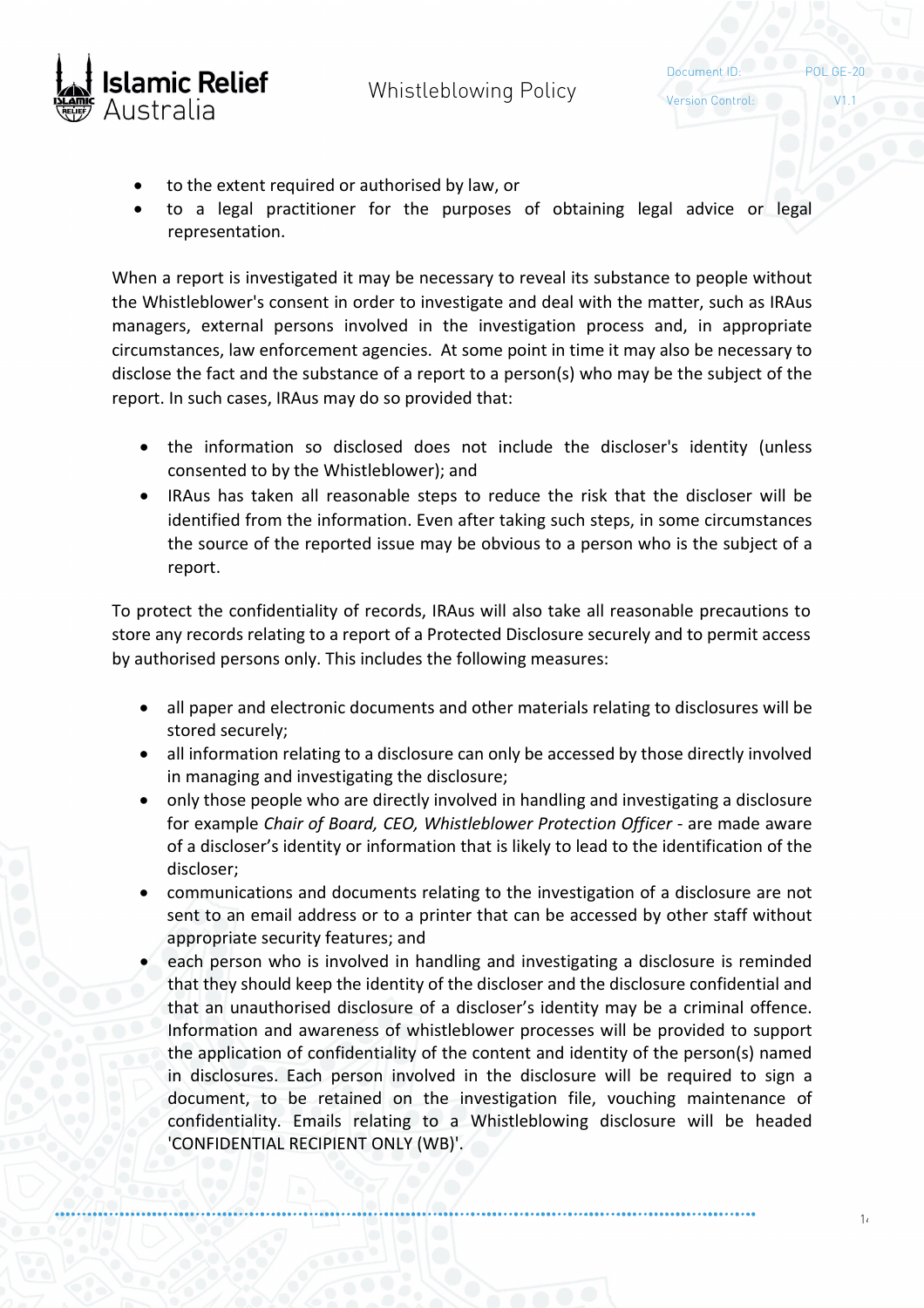- to the extent required or authorised by law, or
- to a legal practitioner for the purposes of obtaining legal advice or legal representation.

When a report is investigated it may be necessary to reveal its substance to people without the Whistleblower's consent in order to investigate and deal with the matter, such as IRAus managers, external persons involved in the investigation process and, in appropriate circumstances, law enforcement agencies. At some point in time it may also be necessary to disclose the fact and the substance of a report to a person(s) who may be the subject of the report. In such cases, IRAus may do so provided that:

- the information so disclosed does not include the discloser's identity (unless consented to by the Whistleblower); and
- IRAus has taken all reasonable steps to reduce the risk that the discloser will be identified from the information. Even after taking such steps, in some circumstances the source of the reported issue may be obvious to a person who is the subject of a report.

To protect the confidentiality of records, IRAus will also take all reasonable precautions to store any records relating to a report of a Protected Disclosure securely and to permit access by authorised persons only. This includes the following measures:

- all paper and electronic documents and other materials relating to disclosures will be stored securely;
- all information relating to a disclosure can only be accessed by those directly involved in managing and investigating the disclosure;
- only those people who are directly involved in handling and investigating a disclosure for example *Chair of Board, CEO, Whistleblower Protection Officer* - are made aware of a discloser's identity or information that is likely to lead to the identification of the discloser;
- communications and documents relating to the investigation of a disclosure are not sent to an email address or to a printer that can be accessed by other staff without appropriate security features; and
- each person who is involved in handling and investigating a disclosure is reminded that they should keep the identity of the discloser and the disclosure confidential and that an unauthorised disclosure of a discloser's identity may be a criminal offence. Information and awareness of whistleblower processes will be provided to support the application of confidentiality of the content and identity of the person(s) named in disclosures. Each person involved in the disclosure will be required to sign a document, to be retained on the investigation file, vouching maintenance of confidentiality. Emails relating to a Whistleblowing disclosure will be headed 'CONFIDENTIAL RECIPIENT ONLY (WB)'.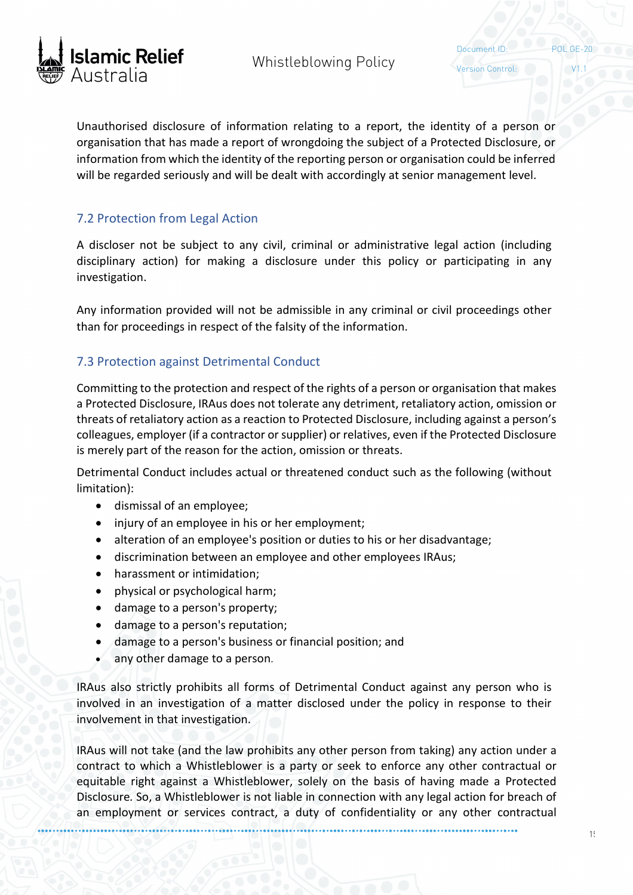Unauthorised disclosure of information relating to a report, the identity of a person or organisation that has made a report of wrongdoing the subject of a Protected Disclosure, or information from which the identity of the reporting person or organisation could be inferred will be regarded seriously and will be dealt with accordingly at senior management level.

### 7.2 Protection from Legal Action

A discloser not be subject to any civil, criminal or administrative legal action (including disciplinary action) for making a disclosure under this policy or participating in any investigation.

Any information provided will not be admissible in any criminal or civil proceedings other than for proceedings in respect of the falsity of the information.

### 7.3 Protection against Detrimental Conduct

Committing to the protection and respect of the rights of a person or organisation that makes a Protected Disclosure, IRAus does not tolerate any detriment, retaliatory action, omission or threats of retaliatory action as a reaction to Protected Disclosure, including against a person's colleagues, employer (if a contractor or supplier) or relatives, even if the Protected Disclosure is merely part of the reason for the action, omission or threats.

Detrimental Conduct includes actual or threatened conduct such as the following (without limitation):

- dismissal of an employee;
- injury of an employee in his or her employment;
- alteration of an employee's position or duties to his or her disadvantage;
- discrimination between an employee and other employees IRAus;
- harassment or intimidation;
- physical or psychological harm;
- damage to a person's property;
- damage to a person's reputation;
- damage to a person's business or financial position; and
- any other damage to a person.

IRAus also strictly prohibits all forms of Detrimental Conduct against any person who is involved in an investigation of a matter disclosed under the policy in response to their involvement in that investigation.

IRAus will not take (and the law prohibits any other person from taking) any action under a contract to which a Whistleblower is a party or seek to enforce any other contractual or equitable right against a Whistleblower, solely on the basis of having made a Protected Disclosure. So, a Whistleblower is not liable in connection with any legal action for breach of an employment or services contract, a duty of confidentiality or any other contractual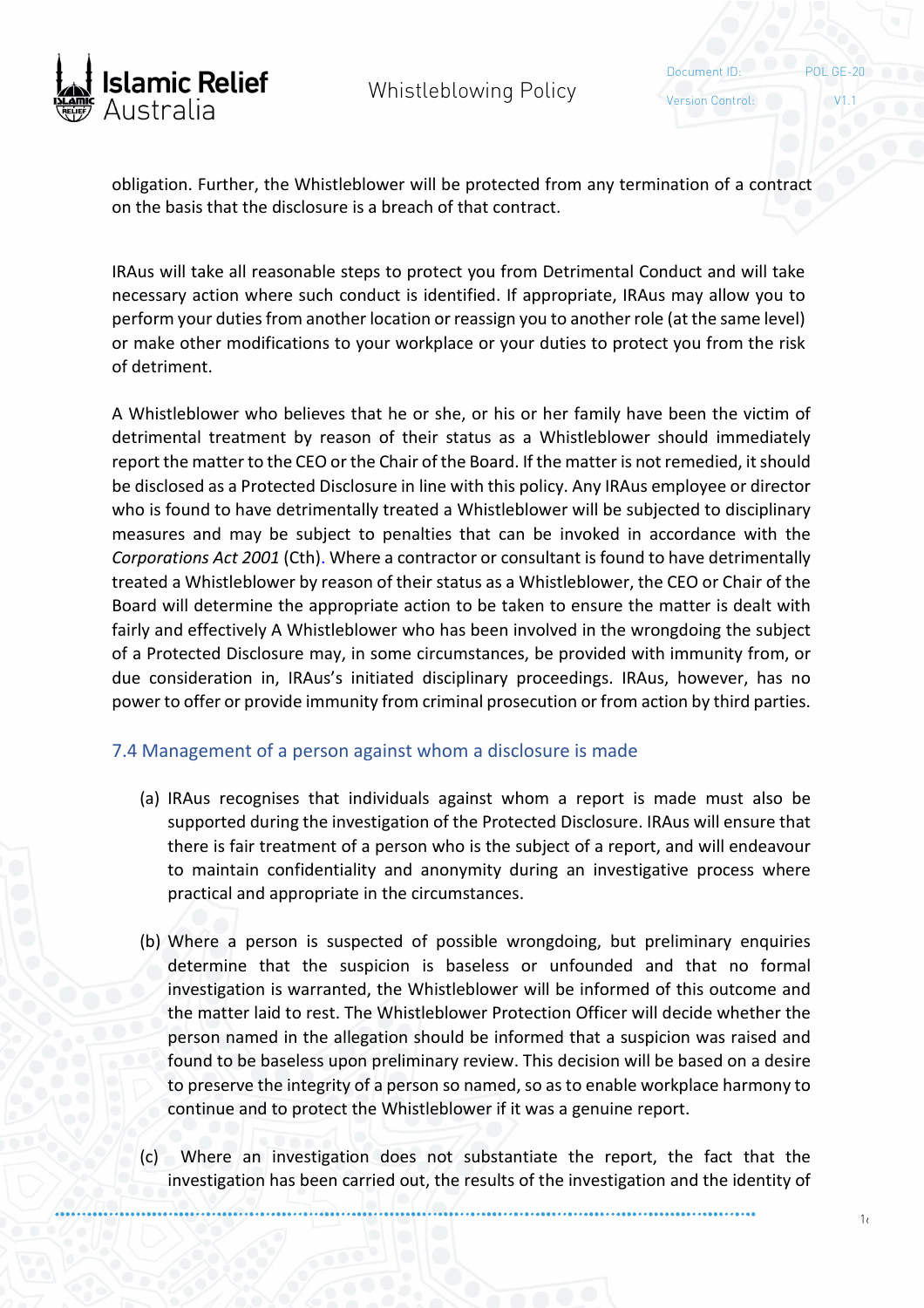obligation. Further, the Whistleblower will be protected from any termination of a contract on the basis that the disclosure is a breach of that contract.

IRAus will take all reasonable steps to protect you from Detrimental Conduct and will take necessary action where such conduct is identified. If appropriate, IRAus may allow you to perform your duties from another location or reassign you to another role (at the same level) or make other modifications to your workplace or your duties to protect you from the risk of detriment.

A Whistleblower who believes that he or she, or his or her family have been the victim of detrimental treatment by reason of their status as a Whistleblower should immediately report the matter to the CEO or the Chair of the Board. If the matter is not remedied, it should be disclosed as a Protected Disclosure in line with this policy. Any IRAus employee or director who is found to have detrimentally treated a Whistleblower will be subjected to disciplinary measures and may be subject to penalties that can be invoked in accordance with the *Corporations Act 2001* (Cth). Where a contractor or consultant is found to have detrimentally treated a Whistleblower by reason of their status as a Whistleblower, the CEO or Chair of the Board will determine the appropriate action to be taken to ensure the matter is dealt with fairly and effectively A Whistleblower who has been involved in the wrongdoing the subject of a Protected Disclosure may, in some circumstances, be provided with immunity from, or due consideration in, IRAus's initiated disciplinary proceedings. IRAus, however, has no power to offer or provide immunity from criminal prosecution or from action by third parties.

### 7.4 Management of a person against whom a disclosure is made

(a) IRAus recognises that individuals against whom a report is made must also be supported during the investigation of the Protected Disclosure. IRAus will ensure that there is fair treatment of a person who is the subject of a report, and will endeavour to maintain confidentiality and anonymity during an investigative process where practical and appropriate in the circumstances.

(b) Where a person is suspected of possible wrongdoing, but preliminary enquiries determine that the suspicion is baseless or unfounded and that no formal investigation is warranted, the Whistleblower will be informed of this outcome and the matter laid to rest. The Whistleblower Protection Officer will decide whether the person named in the allegation should be informed that a suspicion was raised and found to be baseless upon preliminary review. This decision will be based on a desire to preserve the integrity of a person so named, so as to enable workplace harmony to continue and to protect the Whistleblower if it was a genuine report.

(c) Where an investigation does not substantiate the report, the fact that the investigation has been carried out, the results of the investigation and the identity of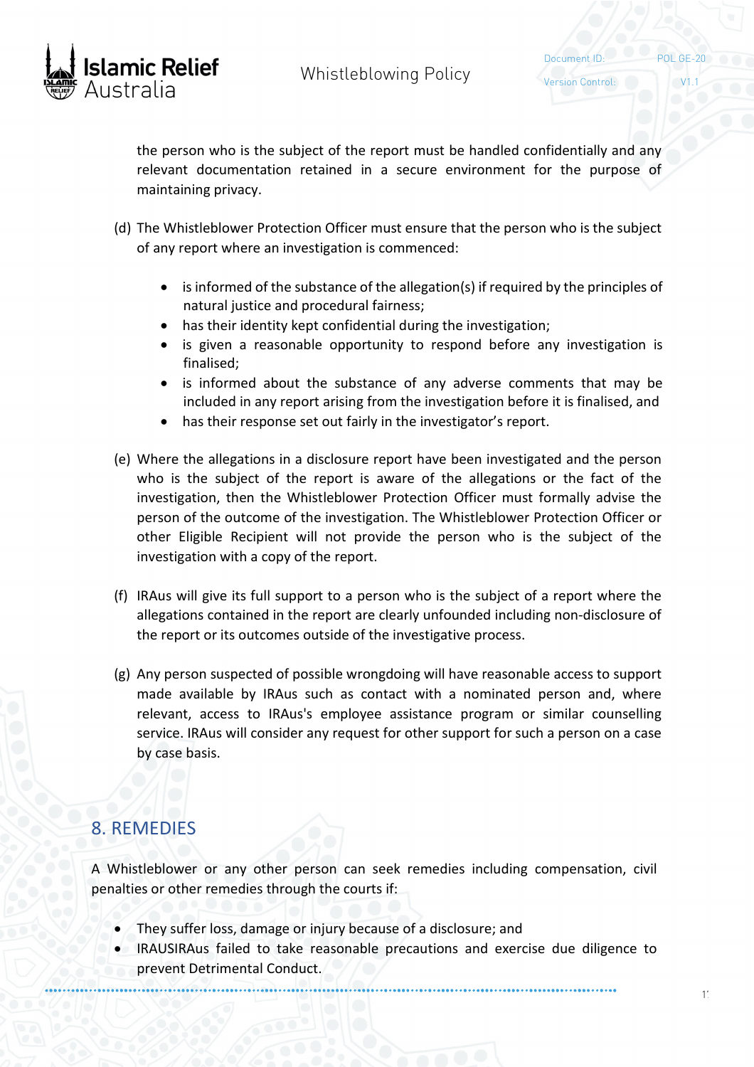the person who is the subject of the report must be handled confidentially and any relevant documentation retained in a secure environment for the purpose of maintaining privacy.

(d) The Whistleblower Protection Officer must ensure that the person who is the subject of any report where an investigation is commenced:

- is informed of the substance of the allegation(s) if required by the principles of natural justice and procedural fairness;
- has their identity kept confidential during the investigation;
- is given a reasonable opportunity to respond before any investigation is finalised;
- is informed about the substance of any adverse comments that may be included in any report arising from the investigation before it is finalised, and
- has their response set out fairly in the investigator's report.

(e) Where the allegations in a disclosure report have been investigated and the person who is the subject of the report is aware of the allegations or the fact of the investigation, then the Whistleblower Protection Officer must formally advise the person of the outcome of the investigation. The Whistleblower Protection Officer or other Eligible Recipient will not provide the person who is the subject of the investigation with a copy of the report.

(f) IRAus will give its full support to a person who is the subject of a report where the allegations contained in the report are clearly unfounded including non-disclosure of the report or its outcomes outside of the investigative process.

(g) Any person suspected of possible wrongdoing will have reasonable access to support made available by IRAus such as contact with a nominated person and, where relevant, access to IRAus's employee assistance program or similar counselling service. IRAus will consider any request for other support for such a person on a case by case basis.

## 8. REMEDIES

A Whistleblower or any other person can seek remedies including compensation, civil penalties or other remedies through the courts if:

- They suffer loss, damage or injury because of a disclosure; and
- IRAUSIRAus failed to take reasonable precautions and exercise due diligence to prevent Detrimental Conduct.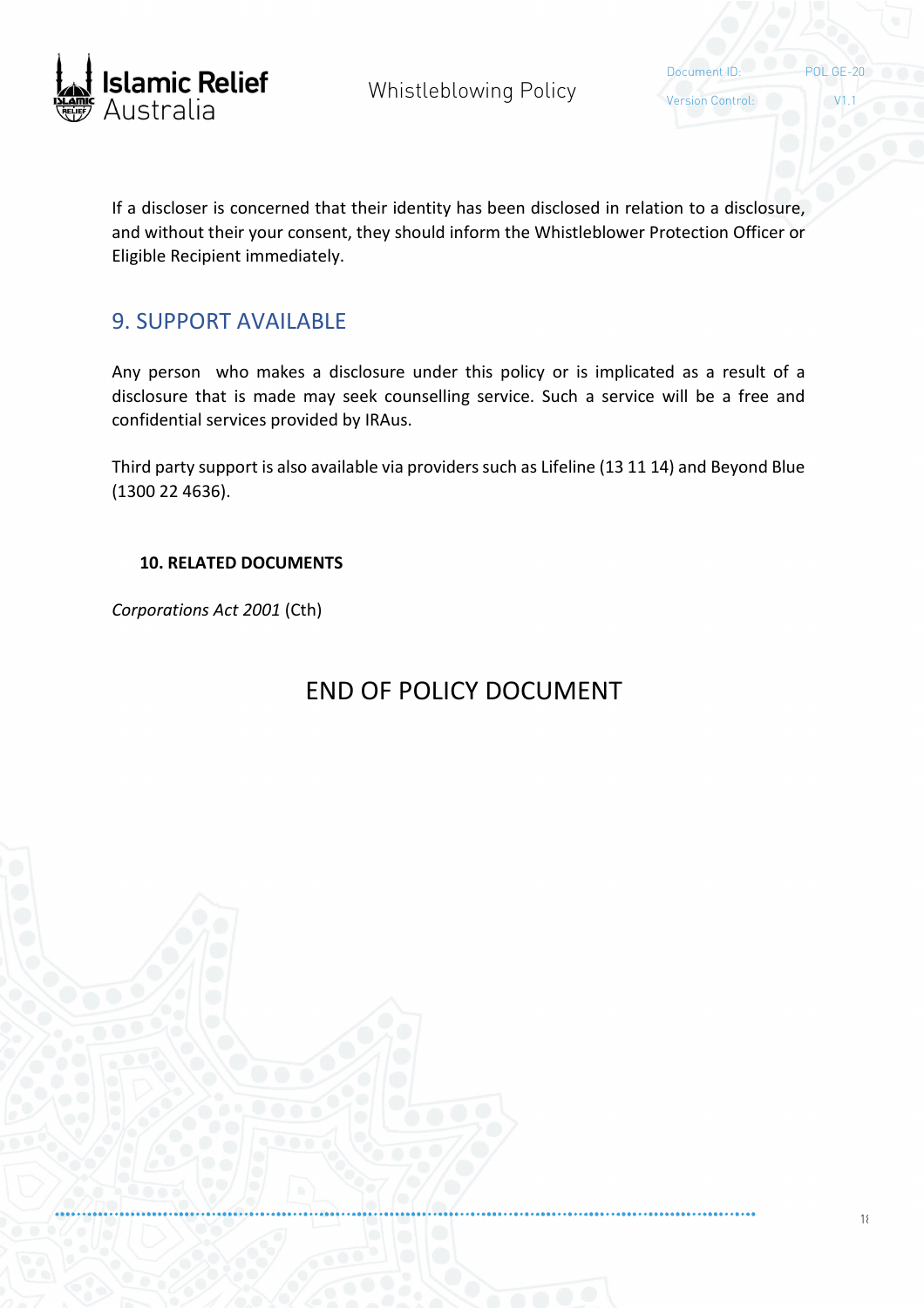If a discloser is concerned that their identity has been disclosed in relation to a disclosure, and without their your consent, they should inform the Whistleblower Protection Officer or Eligible Recipient immediately.

## 9. SUPPORT AVAILABLE

Any person  who makes a disclosure under this policy or is implicated as a result of a disclosure that is made may seek counselling service. Such a service will be a free and confidential services provided by IRAus.

Third party support is also available via providers such as Lifeline (13 11 14) and Beyond Blue (1300 22 4636).

### 10. RELATED DOCUMENTS

*Corporations Act 2001* (Cth)

## END OF POLICY DOCUMENT